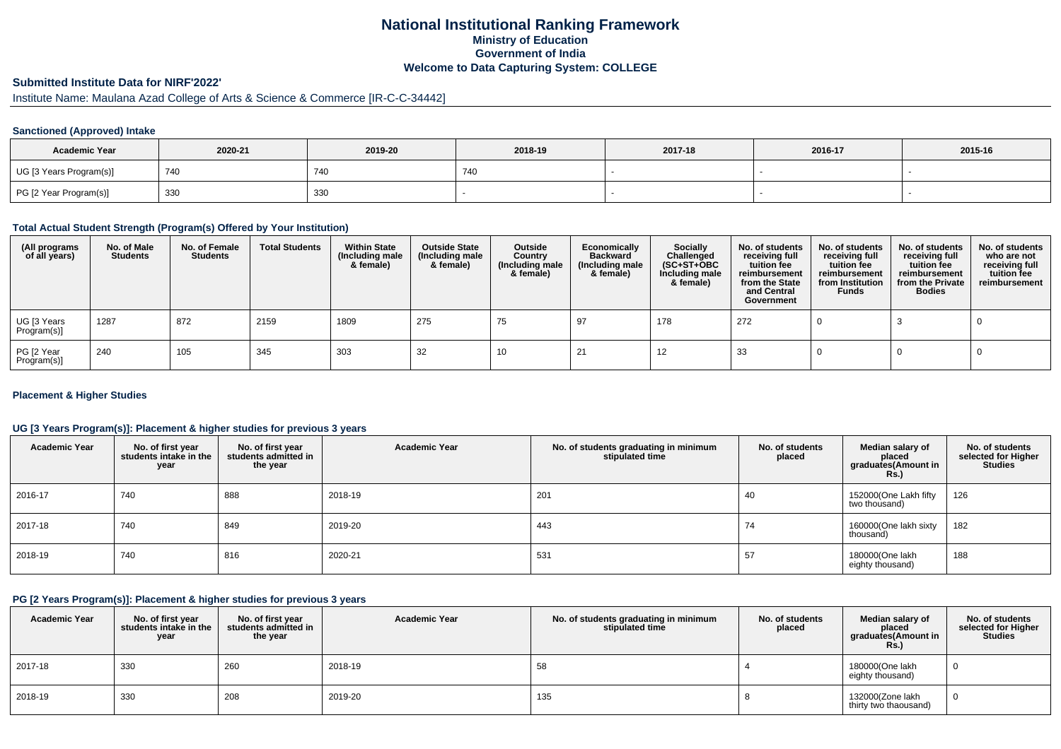# National Institutional Ranking Framework
## Ministry of Education
## Government of India
## Welcome to Data Capturing System: COLLEGE

### Submitted Institute Data for NIRF'2022'

Institute Name: Maulana Azad College of Arts & Science & Commerce [IR-C-C-34442]

#### Sanctioned (Approved) Intake

| Academic Year | 2020-21 | 2019-20 | 2018-19 | 2017-18 | 2016-17 | 2015-16 |
|---|---|---|---|---|---|---|
| UG [3 Years Program(s)] | 740 | 740 | 740 | - | - | - |
| PG [2 Year Program(s)] | 330 | 330 | - | - | - | - |

#### Total Actual Student Strength (Program(s) Offered by Your Institution)

| (All programs of all years) | No. of Male Students | No. of Female Students | Total Students | Within State (Including male & female) | Outside State (Including male & female) | Outside Country (Including male & female) | Economically Backward (Including male & female) | Socially Challenged (SC+ST+OBC Including male & female) | No. of students receiving full tuition fee reimbursement from the State and Central Government | No. of students receiving full tuition fee reimbursement from Institution Funds | No. of students receiving full tuition fee reimbursement from the Private Bodies | No. of students who are not receiving full tuition fee reimbursement |
|---|---|---|---|---|---|---|---|---|---|---|---|---|
| UG [3 Years Program(s)] | 1287 | 872 | 2159 | 1809 | 275 | 75 | 97 | 178 | 272 | 0 | 3 | 0 |
| PG [2 Year Program(s)] | 240 | 105 | 345 | 303 | 32 | 10 | 21 | 12 | 33 | 0 | 0 | 0 |

#### Placement & Higher Studies

#### UG [3 Years Program(s)]: Placement & higher studies for previous 3 years

| Academic Year | No. of first year students intake in the year | No. of first year students admitted in the year | Academic Year | No. of students graduating in minimum stipulated time | No. of students placed | Median salary of placed graduates(Amount in Rs.) | No. of students selected for Higher Studies |
|---|---|---|---|---|---|---|---|
| 2016-17 | 740 | 888 | 2018-19 | 201 | 40 | 152000(One Lakh fifty two thousand) | 126 |
| 2017-18 | 740 | 849 | 2019-20 | 443 | 74 | 160000(One lakh sixty thousand) | 182 |
| 2018-19 | 740 | 816 | 2020-21 | 531 | 57 | 180000(One lakh eighty thousand) | 188 |

#### PG [2 Years Program(s)]: Placement & higher studies for previous 3 years

| Academic Year | No. of first year students intake in the year | No. of first year students admitted in the year | Academic Year | No. of students graduating in minimum stipulated time | No. of students placed | Median salary of placed graduates(Amount in Rs.) | No. of students selected for Higher Studies |
|---|---|---|---|---|---|---|---|
| 2017-18 | 330 | 260 | 2018-19 | 58 | 4 | 180000(One lakh eighty thousand) | 0 |
| 2018-19 | 330 | 208 | 2019-20 | 135 | 8 | 132000(Zone lakh thirty two thaousand) | 0 |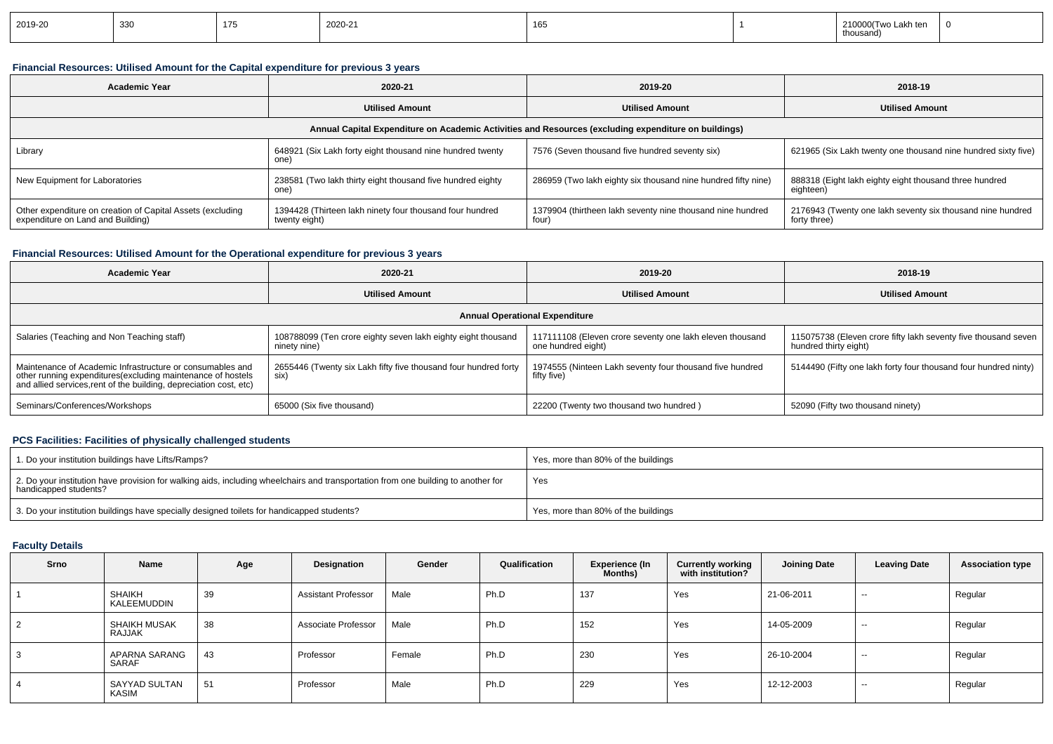| 2019-20 | 330 | 175 | 2020-21 | 165 | 1 | 210000(Two Lakh ten thousand) | 0 |
|---|---|---|---|---|---|---|---|

### Financial Resources: Utilised Amount for the Capital expenditure for previous 3 years

| Academic Year | 2020-21 | 2019-20 | 2018-19 |
|---|---|---|---|
| | Utilised Amount | Utilised Amount | Utilised Amount |
| Annual Capital Expenditure on Academic Activities and Resources (excluding expenditure on buildings) | | | |
| Library | 648921 (Six Lakh forty eight thousand nine hundred twenty one) | 7576 (Seven thousand five hundred seventy six) | 621965 (Six Lakh twenty one thousand nine hundred sixty five) |
| New Equipment for Laboratories | 238581 (Two lakh thirty eight thousand five hundred eighty one) | 286959 (Two lakh eighty six thousand nine hundred fifty nine) | 888318 (Eight lakh eighty eight thousand three hundred eighteen) |
| Other expenditure on creation of Capital Assets (excluding expenditure on Land and Building) | 1394428 (Thirteen lakh ninety four thousand four hundred twenty eight) | 1379904 (thirteen lakh seventy nine thousand nine hundred four) | 2176943 (Twenty one lakh seventy six thousand nine hundred forty three) |

### Financial Resources: Utilised Amount for the Operational expenditure for previous 3 years

| Academic Year | 2020-21 | 2019-20 | 2018-19 |
|---|---|---|---|
| | Utilised Amount | Utilised Amount | Utilised Amount |
| Annual Operational Expenditure | | | |
| Salaries (Teaching and Non Teaching staff) | 108788099 (Ten crore eighty seven lakh eighty eight thousand ninety nine) | 117111108 (Eleven crore seventy one lakh eleven thousand one hundred eight) | 115075738 (Eleven crore fifty lakh seventy five thousand seven hundred thirty eight) |
| Maintenance of Academic Infrastructure or consumables and other running expenditures(excluding maintenance of hostels and allied services,rent of the building, depreciation cost, etc) | 2655446 (Twenty six Lakh fifty five thousand four hundred forty six) | 1974555 (Ninteen Lakh seventy four thousand five hundred fifty five) | 5144490 (Fifty one lakh forty four thousand four hundred ninty) |
| Seminars/Conferences/Workshops | 65000 (Six five thousand) | 22200 (Twenty two thousand two hundred ) | 52090 (Fifty two thousand ninety) |

### PCS Facilities: Facilities of physically challenged students

| | |
|---|---|
| 1. Do your institution buildings have Lifts/Ramps? | Yes, more than 80% of the buildings |
| 2. Do your institution have provision for walking aids, including wheelchairs and transportation from one building to another for handicapped students? | Yes |
| 3. Do your institution buildings have specially designed toilets for handicapped students? | Yes, more than 80% of the buildings |

### Faculty Details

| Srno | Name | Age | Designation | Gender | Qualification | Experience (In Months) | Currently working with institution? | Joining Date | Leaving Date | Association type |
|---|---|---|---|---|---|---|---|---|---|---|
| 1 | SHAIKH KALEEMUDDIN | 39 | Assistant Professor | Male | Ph.D | 137 | Yes | 21-06-2011 | -- | Regular |
| 2 | SHAIKH MUSAK RAJJAK | 38 | Associate Professor | Male | Ph.D | 152 | Yes | 14-05-2009 | -- | Regular |
| 3 | APARNA SARANG SARAF | 43 | Professor | Female | Ph.D | 230 | Yes | 26-10-2004 | -- | Regular |
| 4 | SAYYAD SULTAN KASIM | 51 | Professor | Male | Ph.D | 229 | Yes | 12-12-2003 | -- | Regular |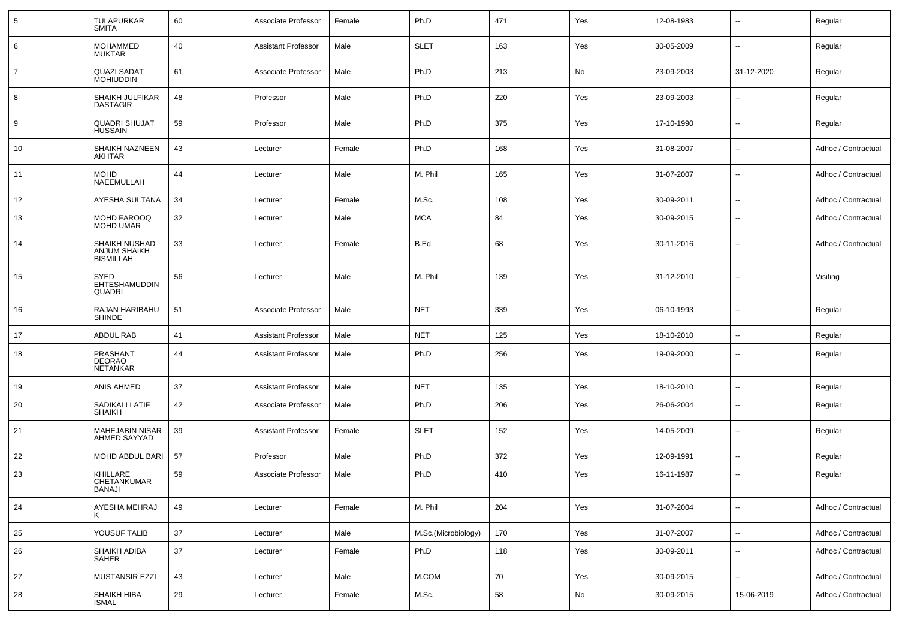| 5 | TULAPURKAR SMITA | 60 | Associate Professor | Female | Ph.D | 471 | Yes | 12-08-1983 | -- | Regular |
|---|---|---|---|---|---|---|---|---|---|---|
| 6 | MOHAMMED MUKTAR | 40 | Assistant Professor | Male | SLET | 163 | Yes | 30-05-2009 | -- | Regular |
| 7 | QUAZI SADAT MOHIUDDIN | 61 | Associate Professor | Male | Ph.D | 213 | No | 23-09-2003 | 31-12-2020 | Regular |
| 8 | SHAIKH JULFIKAR DASTAGIR | 48 | Professor | Male | Ph.D | 220 | Yes | 23-09-2003 | -- | Regular |
| 9 | QUADRI SHUJAT HUSSAIN | 59 | Professor | Male | Ph.D | 375 | Yes | 17-10-1990 | -- | Regular |
| 10 | SHAIKH NAZNEEN AKHTAR | 43 | Lecturer | Female | Ph.D | 168 | Yes | 31-08-2007 | -- | Adhoc / Contractual |
| 11 | MOHD NAEEMULLAH | 44 | Lecturer | Male | M. Phil | 165 | Yes | 31-07-2007 | -- | Adhoc / Contractual |
| 12 | AYESHA SULTANA | 34 | Lecturer | Female | M.Sc. | 108 | Yes | 30-09-2011 | -- | Adhoc / Contractual |
| 13 | MOHD FAROOQ MOHD UMAR | 32 | Lecturer | Male | MCA | 84 | Yes | 30-09-2015 | -- | Adhoc / Contractual |
| 14 | SHAIKH NUSHAD ANJUM SHAIKH BISMILLAH | 33 | Lecturer | Female | B.Ed | 68 | Yes | 30-11-2016 | -- | Adhoc / Contractual |
| 15 | SYED EHTESHAMUDDIN QUADRI | 56 | Lecturer | Male | M. Phil | 139 | Yes | 31-12-2010 | -- | Visiting |
| 16 | RAJAN HARIBAHU SHINDE | 51 | Associate Professor | Male | NET | 339 | Yes | 06-10-1993 | -- | Regular |
| 17 | ABDUL RAB | 41 | Assistant Professor | Male | NET | 125 | Yes | 18-10-2010 | -- | Regular |
| 18 | PRASHANT DEORAO NETANKAR | 44 | Assistant Professor | Male | Ph.D | 256 | Yes | 19-09-2000 | -- | Regular |
| 19 | ANIS AHMED | 37 | Assistant Professor | Male | NET | 135 | Yes | 18-10-2010 | -- | Regular |
| 20 | SADIKALI LATIF SHAIKH | 42 | Associate Professor | Male | Ph.D | 206 | Yes | 26-06-2004 | -- | Regular |
| 21 | MAHEJABIN NISAR AHMED SAYYAD | 39 | Assistant Professor | Female | SLET | 152 | Yes | 14-05-2009 | -- | Regular |
| 22 | MOHD ABDUL BARI | 57 | Professor | Male | Ph.D | 372 | Yes | 12-09-1991 | -- | Regular |
| 23 | KHILLARE CHETANKUMAR BANAJI | 59 | Associate Professor | Male | Ph.D | 410 | Yes | 16-11-1987 | -- | Regular |
| 24 | AYESHA MEHRAJ K | 49 | Lecturer | Female | M. Phil | 204 | Yes | 31-07-2004 | -- | Adhoc / Contractual |
| 25 | YOUSUF TALIB | 37 | Lecturer | Male | M.Sc.(Microbiology) | 170 | Yes | 31-07-2007 | -- | Adhoc / Contractual |
| 26 | SHAIKH ADIBA SAHER | 37 | Lecturer | Female | Ph.D | 118 | Yes | 30-09-2011 | -- | Adhoc / Contractual |
| 27 | MUSTANSIR EZZI | 43 | Lecturer | Male | M.COM | 70 | Yes | 30-09-2015 | -- | Adhoc / Contractual |
| 28 | SHAIKH HIBA ISMAL | 29 | Lecturer | Female | M.Sc. | 58 | No | 30-09-2015 | 15-06-2019 | Adhoc / Contractual |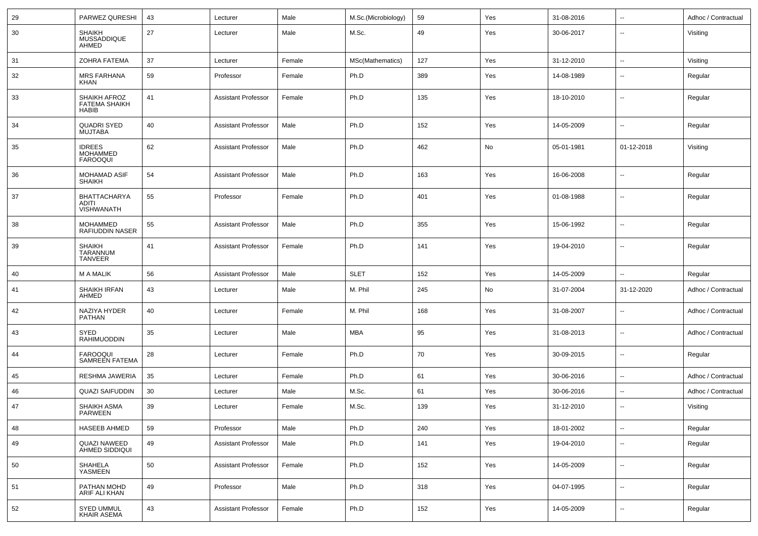| 29 | PARWEZ QURESHI | 43 | Lecturer | Male | M.Sc.(Microbiology) | 59 | Yes | 31-08-2016 | -- | Adhoc / Contractual |
|---|---|---|---|---|---|---|---|---|---|---|
| 30 | SHAIKH MUSSADDIQUE AHMED | 27 | Lecturer | Male | M.Sc. | 49 | Yes | 30-06-2017 | -- | Visiting |
| 31 | ZOHRA FATEMA | 37 | Lecturer | Female | MSc(Mathematics) | 127 | Yes | 31-12-2010 | -- | Visiting |
| 32 | MRS FARHANA KHAN | 59 | Professor | Female | Ph.D | 389 | Yes | 14-08-1989 | -- | Regular |
| 33 | SHAIKH AFROZ FATEMA SHAIKH HABIB | 41 | Assistant Professor | Female | Ph.D | 135 | Yes | 18-10-2010 | -- | Regular |
| 34 | QUADRI SYED MUJTABA | 40 | Assistant Professor | Male | Ph.D | 152 | Yes | 14-05-2009 | -- | Regular |
| 35 | IDREES MOHAMMED FAROOQUI | 62 | Assistant Professor | Male | Ph.D | 462 | No | 05-01-1981 | 01-12-2018 | Visiting |
| 36 | MOHAMAD ASIF SHAIKH | 54 | Assistant Professor | Male | Ph.D | 163 | Yes | 16-06-2008 | -- | Regular |
| 37 | BHATTACHARYA ADITI VISHWANATH | 55 | Professor | Female | Ph.D | 401 | Yes | 01-08-1988 | -- | Regular |
| 38 | MOHAMMED RAFIUDDIN NASER | 55 | Assistant Professor | Male | Ph.D | 355 | Yes | 15-06-1992 | -- | Regular |
| 39 | SHAIKH TARANNUM TANVEER | 41 | Assistant Professor | Female | Ph.D | 141 | Yes | 19-04-2010 | -- | Regular |
| 40 | M A MALIK | 56 | Assistant Professor | Male | SLET | 152 | Yes | 14-05-2009 | -- | Regular |
| 41 | SHAIKH IRFAN AHMED | 43 | Lecturer | Male | M. Phil | 245 | No | 31-07-2004 | 31-12-2020 | Adhoc / Contractual |
| 42 | NAZIYA HYDER PATHAN | 40 | Lecturer | Female | M. Phil | 168 | Yes | 31-08-2007 | -- | Adhoc / Contractual |
| 43 | SYED RAHIMUODDIN | 35 | Lecturer | Male | MBA | 95 | Yes | 31-08-2013 | -- | Adhoc / Contractual |
| 44 | FAROOQUI SAMREEN FATEMA | 28 | Lecturer | Female | Ph.D | 70 | Yes | 30-09-2015 | -- | Regular |
| 45 | RESHMA JAWERIA | 35 | Lecturer | Female | Ph.D | 61 | Yes | 30-06-2016 | -- | Adhoc / Contractual |
| 46 | QUAZI SAIFUDDIN | 30 | Lecturer | Male | M.Sc. | 61 | Yes | 30-06-2016 | -- | Adhoc / Contractual |
| 47 | SHAIKH ASMA PARWEEN | 39 | Lecturer | Female | M.Sc. | 139 | Yes | 31-12-2010 | -- | Visiting |
| 48 | HASEEB AHMED | 59 | Professor | Male | Ph.D | 240 | Yes | 18-01-2002 | -- | Regular |
| 49 | QUAZI NAWEED AHMED SIDDIQUI | 49 | Assistant Professor | Male | Ph.D | 141 | Yes | 19-04-2010 | -- | Regular |
| 50 | SHAHELA YASMEEN | 50 | Assistant Professor | Female | Ph.D | 152 | Yes | 14-05-2009 | -- | Regular |
| 51 | PATHAN MOHD ARIF ALI KHAN | 49 | Professor | Male | Ph.D | 318 | Yes | 04-07-1995 | -- | Regular |
| 52 | SYED UMMUL KHAIR ASEMA | 43 | Assistant Professor | Female | Ph.D | 152 | Yes | 14-05-2009 | -- | Regular |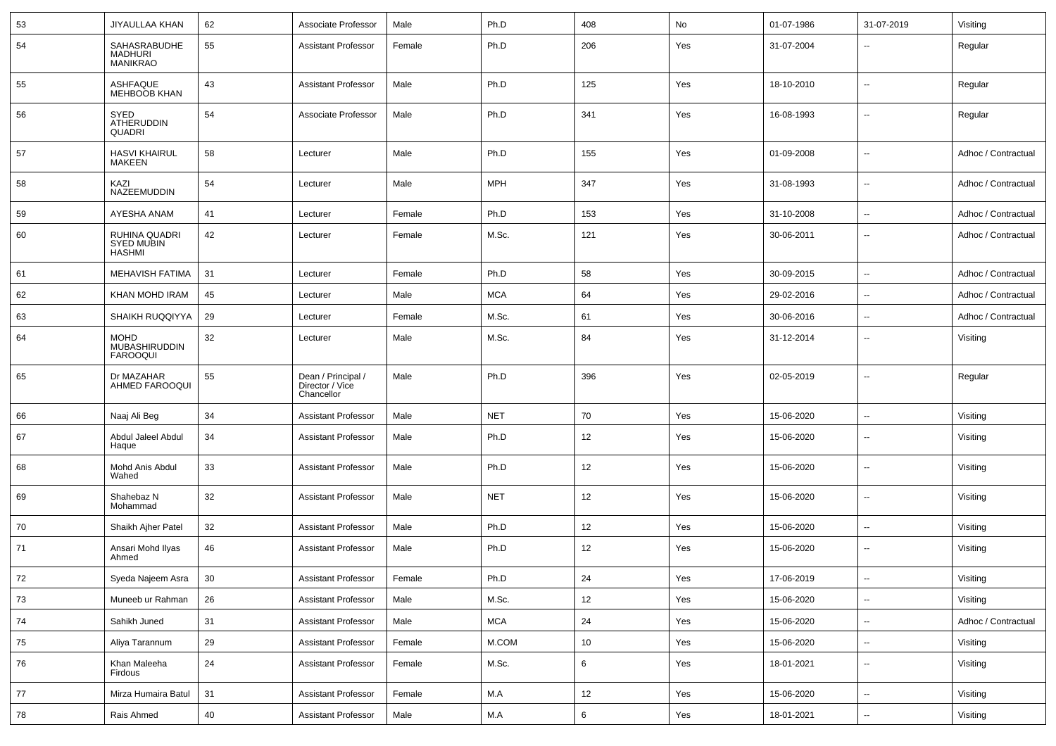| 53 | JIYAULLAA KHAN | 62 | Associate Professor | Male | Ph.D | 408 | No | 01-07-1986 | 31-07-2019 | Visiting |
|---|---|---|---|---|---|---|---|---|---|---|
| 54 | SAHASRABUDHE MADHURI MANIKRAO | 55 | Assistant Professor | Female | Ph.D | 206 | Yes | 31-07-2004 | -- | Regular |
| 55 | ASHFAQUE MEHBOOB KHAN | 43 | Assistant Professor | Male | Ph.D | 125 | Yes | 18-10-2010 | -- | Regular |
| 56 | SYED ATHERUDDIN QUADRI | 54 | Associate Professor | Male | Ph.D | 341 | Yes | 16-08-1993 | -- | Regular |
| 57 | HASVI KHAIRUL MAKEEN | 58 | Lecturer | Male | Ph.D | 155 | Yes | 01-09-2008 | -- | Adhoc / Contractual |
| 58 | KAZI NAZEEMUDDIN | 54 | Lecturer | Male | MPH | 347 | Yes | 31-08-1993 | -- | Adhoc / Contractual |
| 59 | AYESHA ANAM | 41 | Lecturer | Female | Ph.D | 153 | Yes | 31-10-2008 | -- | Adhoc / Contractual |
| 60 | RUHINA QUADRI SYED MUBIN HASHMI | 42 | Lecturer | Female | M.Sc. | 121 | Yes | 30-06-2011 | -- | Adhoc / Contractual |
| 61 | MEHAVISH FATIMA | 31 | Lecturer | Female | Ph.D | 58 | Yes | 30-09-2015 | -- | Adhoc / Contractual |
| 62 | KHAN MOHD IRAM | 45 | Lecturer | Male | MCA | 64 | Yes | 29-02-2016 | -- | Adhoc / Contractual |
| 63 | SHAIKH RUQQIYYA | 29 | Lecturer | Female | M.Sc. | 61 | Yes | 30-06-2016 | -- | Adhoc / Contractual |
| 64 | MOHD MUBASHIRUDDIN FAROOQUI | 32 | Lecturer | Male | M.Sc. | 84 | Yes | 31-12-2014 | -- | Visiting |
| 65 | Dr MAZAHAR AHMED FAROOQUI | 55 | Dean / Principal / Director / Vice Chancellor | Male | Ph.D | 396 | Yes | 02-05-2019 | -- | Regular |
| 66 | Naaj Ali Beg | 34 | Assistant Professor | Male | NET | 70 | Yes | 15-06-2020 | -- | Visiting |
| 67 | Abdul Jaleel Abdul Haque | 34 | Assistant Professor | Male | Ph.D | 12 | Yes | 15-06-2020 | -- | Visiting |
| 68 | Mohd Anis Abdul Wahed | 33 | Assistant Professor | Male | Ph.D | 12 | Yes | 15-06-2020 | -- | Visiting |
| 69 | Shahebaz N Mohammad | 32 | Assistant Professor | Male | NET | 12 | Yes | 15-06-2020 | -- | Visiting |
| 70 | Shaikh Ajher Patel | 32 | Assistant Professor | Male | Ph.D | 12 | Yes | 15-06-2020 | -- | Visiting |
| 71 | Ansari Mohd Ilyas Ahmed | 46 | Assistant Professor | Male | Ph.D | 12 | Yes | 15-06-2020 | -- | Visiting |
| 72 | Syeda Najeem Asra | 30 | Assistant Professor | Female | Ph.D | 24 | Yes | 17-06-2019 | -- | Visiting |
| 73 | Muneeb ur Rahman | 26 | Assistant Professor | Male | M.Sc. | 12 | Yes | 15-06-2020 | -- | Visiting |
| 74 | Sahikh Juned | 31 | Assistant Professor | Male | MCA | 24 | Yes | 15-06-2020 | -- | Adhoc / Contractual |
| 75 | Aliya Tarannum | 29 | Assistant Professor | Female | M.COM | 10 | Yes | 15-06-2020 | -- | Visiting |
| 76 | Khan Maleeha Firdous | 24 | Assistant Professor | Female | M.Sc. | 6 | Yes | 18-01-2021 | -- | Visiting |
| 77 | Mirza Humaira Batul | 31 | Assistant Professor | Female | M.A | 12 | Yes | 15-06-2020 | -- | Visiting |
| 78 | Rais Ahmed | 40 | Assistant Professor | Male | M.A | 6 | Yes | 18-01-2021 | -- | Visiting |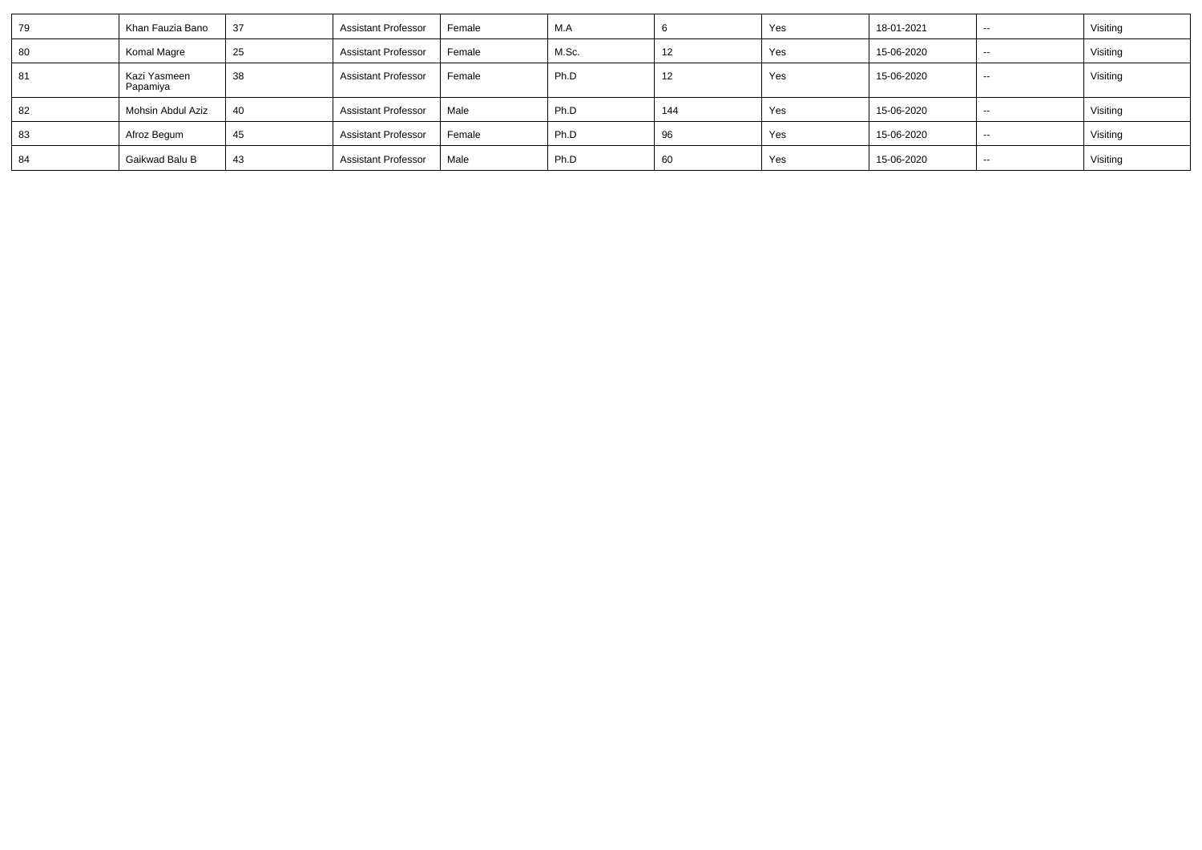| | | | | | | | | | | |
|---|---|---|---|---|---|---|---|---|---|---|
| 79 | Khan Fauzia Bano | 37 | Assistant Professor | Female | M.A | 6 | Yes | 18-01-2021 | -- | Visiting |
| 80 | Komal Magre | 25 | Assistant Professor | Female | M.Sc. | 12 | Yes | 15-06-2020 | -- | Visiting |
| 81 | Kazi Yasmeen Papamiya | 38 | Assistant Professor | Female | Ph.D | 12 | Yes | 15-06-2020 | -- | Visiting |
| 82 | Mohsin Abdul Aziz | 40 | Assistant Professor | Male | Ph.D | 144 | Yes | 15-06-2020 | -- | Visiting |
| 83 | Afroz Begum | 45 | Assistant Professor | Female | Ph.D | 96 | Yes | 15-06-2020 | -- | Visiting |
| 84 | Gaikwad Balu B | 43 | Assistant Professor | Male | Ph.D | 60 | Yes | 15-06-2020 | -- | Visiting |